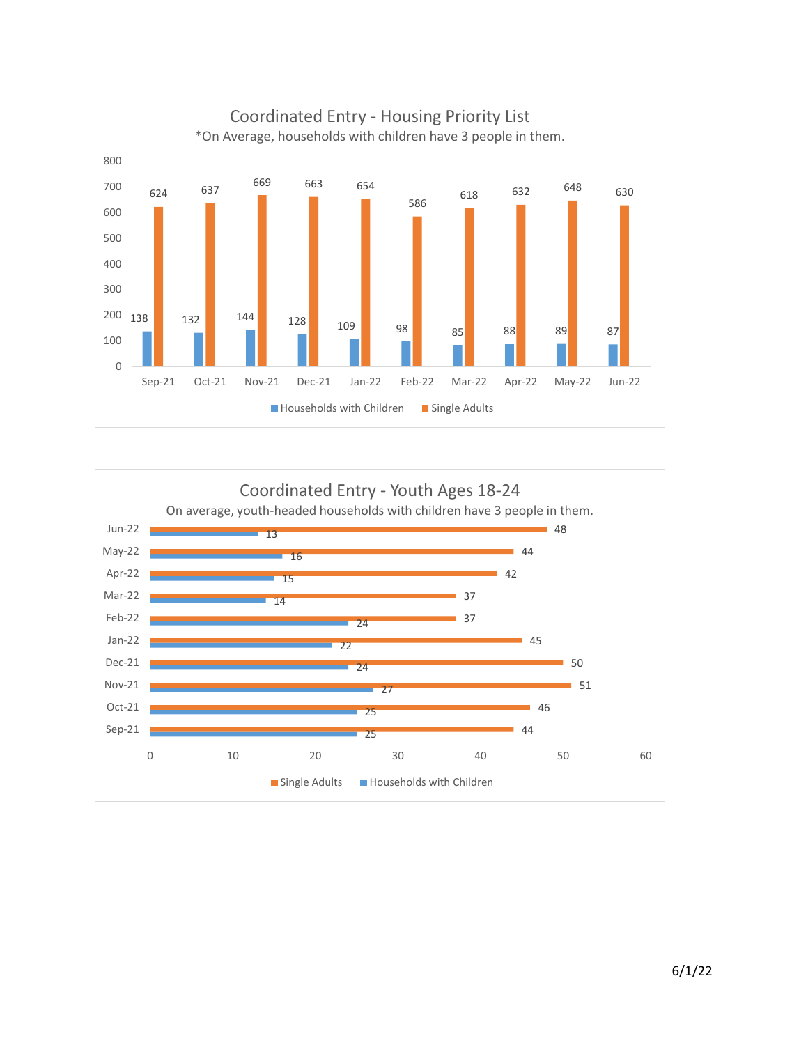## Coordinated Entry - Housing Priority List

*On Average, households with children have 3 people in them.

| Month | Households with Children | Single Adults |
|---|---|---|
| Sep-21 | 138 | 624 |
| Oct-21 | 132 | 637 |
| Nov-21 | 144 | 669 |
| Dec-21 | 128 | 663 |
| Jan-22 | 109 | 654 |
| Feb-22 | 98 | 586 |
| Mar-22 | 85 | 618 |
| Apr-22 | 88 | 632 |
| May-22 | 89 | 648 |
| Jun-22 | 87 | 630 |

## Coordinated Entry - Youth Ages 18-24

On average, youth-headed households with children have 3 people in them.

| Month | Single Adults | Households with Children |
|---|---|---|
| Jun-22 | 48 | 13 |
| May-22 | 44 | 16 |
| Apr-22 | 42 | 15 |
| Mar-22 | 37 | 14 |
| Feb-22 | 37 | 24 |
| Jan-22 | 45 | 22 |
| Dec-21 | 50 | 24 |
| Nov-21 | 51 | 27 |
| Oct-21 | 46 | 25 |
| Sep-21 | 44 | 25 |

6/1/22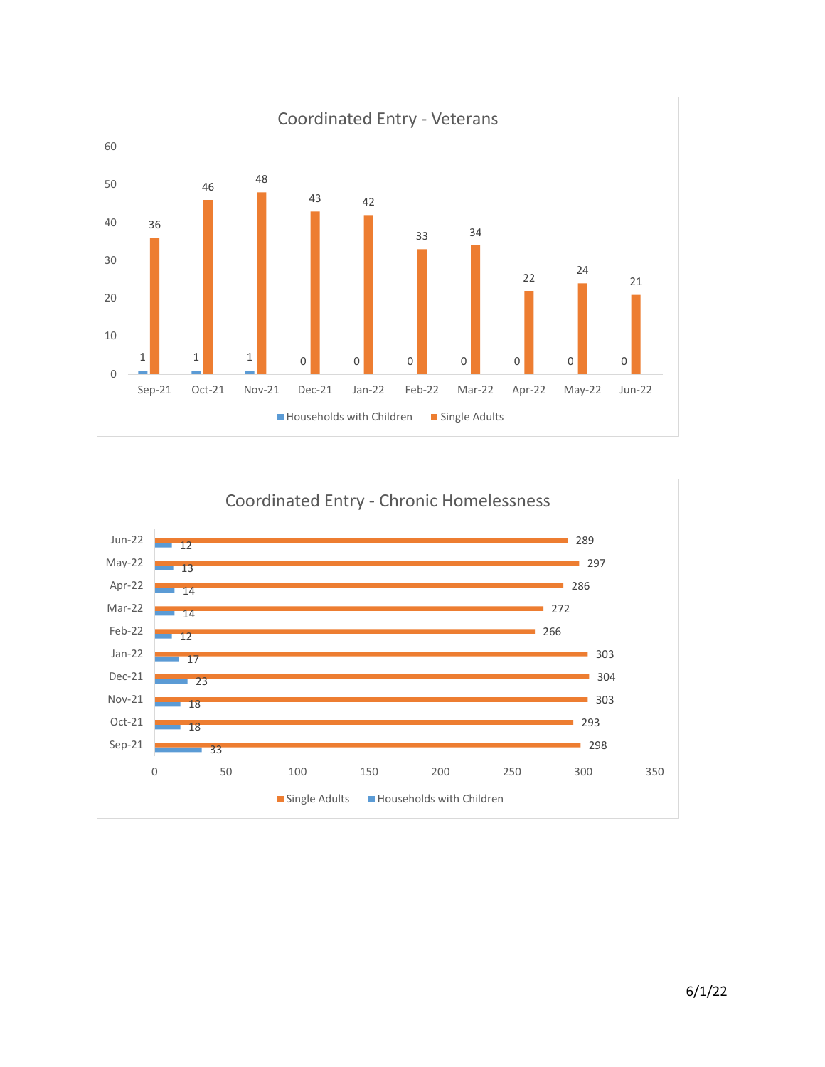## Coordinated Entry - Veterans

| Month | Households with Children | Single Adults |
|---|---|---|
| Sep-21 | 1 | 36 |
| Oct-21 | 1 | 46 |
| Nov-21 | 1 | 48 |
| Dec-21 | 0 | 43 |
| Jan-22 | 0 | 42 |
| Feb-22 | 0 | 33 |
| Mar-22 | 0 | 34 |
| Apr-22 | 0 | 22 |
| May-22 | 0 | 24 |
| Jun-22 | 0 | 21 |

## Coordinated Entry - Chronic Homelessness

| Month | Single Adults | Households with Children |
|---|---|---|
| Jun-22 | 289 | 12 |
| May-22 | 297 | 13 |
| Apr-22 | 286 | 14 |
| Mar-22 | 272 | 14 |
| Feb-22 | 266 | 12 |
| Jan-22 | 303 | 17 |
| Dec-21 | 304 | 23 |
| Nov-21 | 303 | 18 |
| Oct-21 | 293 | 18 |
| Sep-21 | 298 | 33 |

6/1/22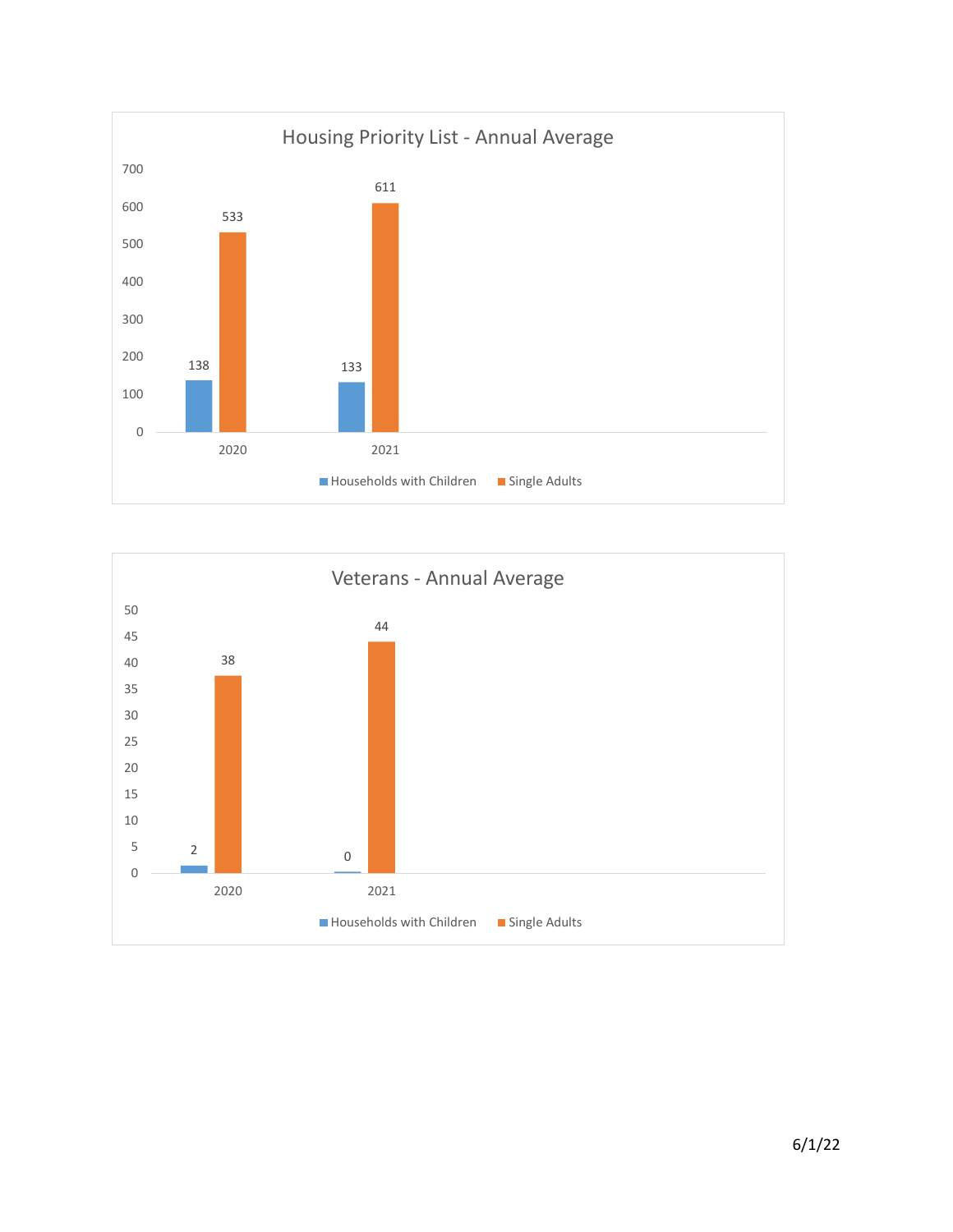## Housing Priority List - Annual Average

| | Households with Children | Single Adults |
|---|---|---|
| 2020 | 138 | 533 |
| 2021 | 133 | 611 |

## Veterans - Annual Average

| | Households with Children | Single Adults |
|---|---|---|
| 2020 | 2 | 38 |
| 2021 | 0 | 44 |

6/1/22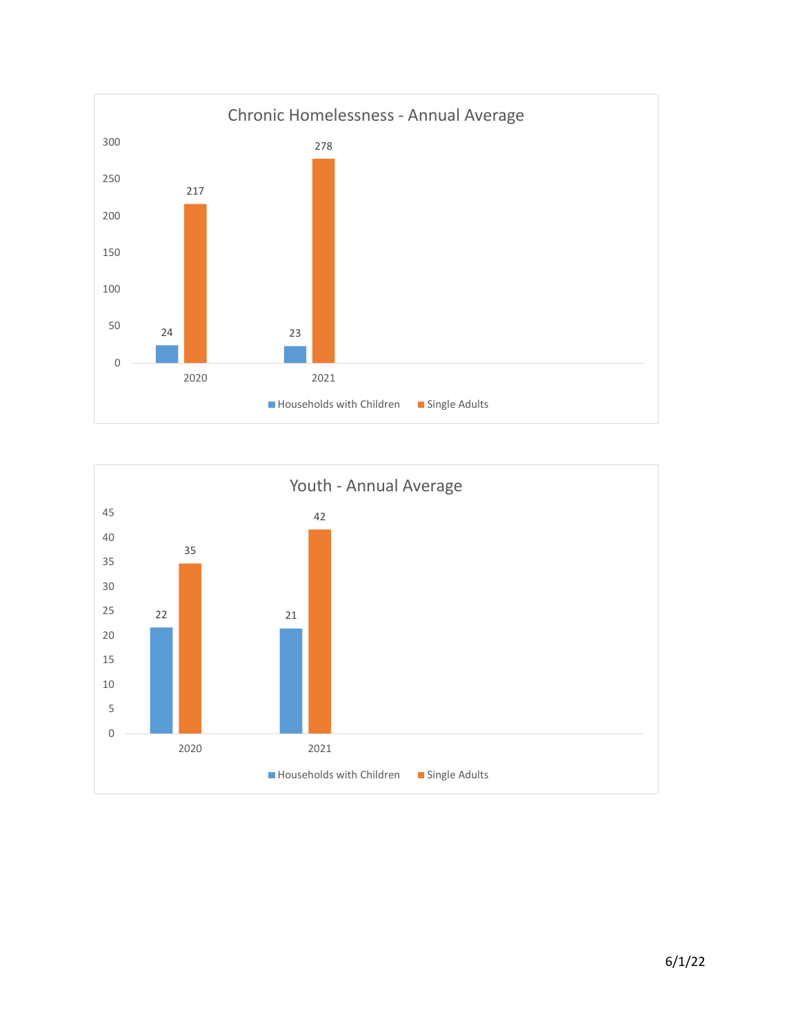Chronic Homelessness - Annual Average

300
250
200
150
100
50
0

24
217
23
278

2020
2021

Households with Children
Single Adults

Youth - Annual Average

45
40
35
30
25
20
15
10
5
0

22
35
21
42

2020
2021

Households with Children
Single Adults

6/1/22